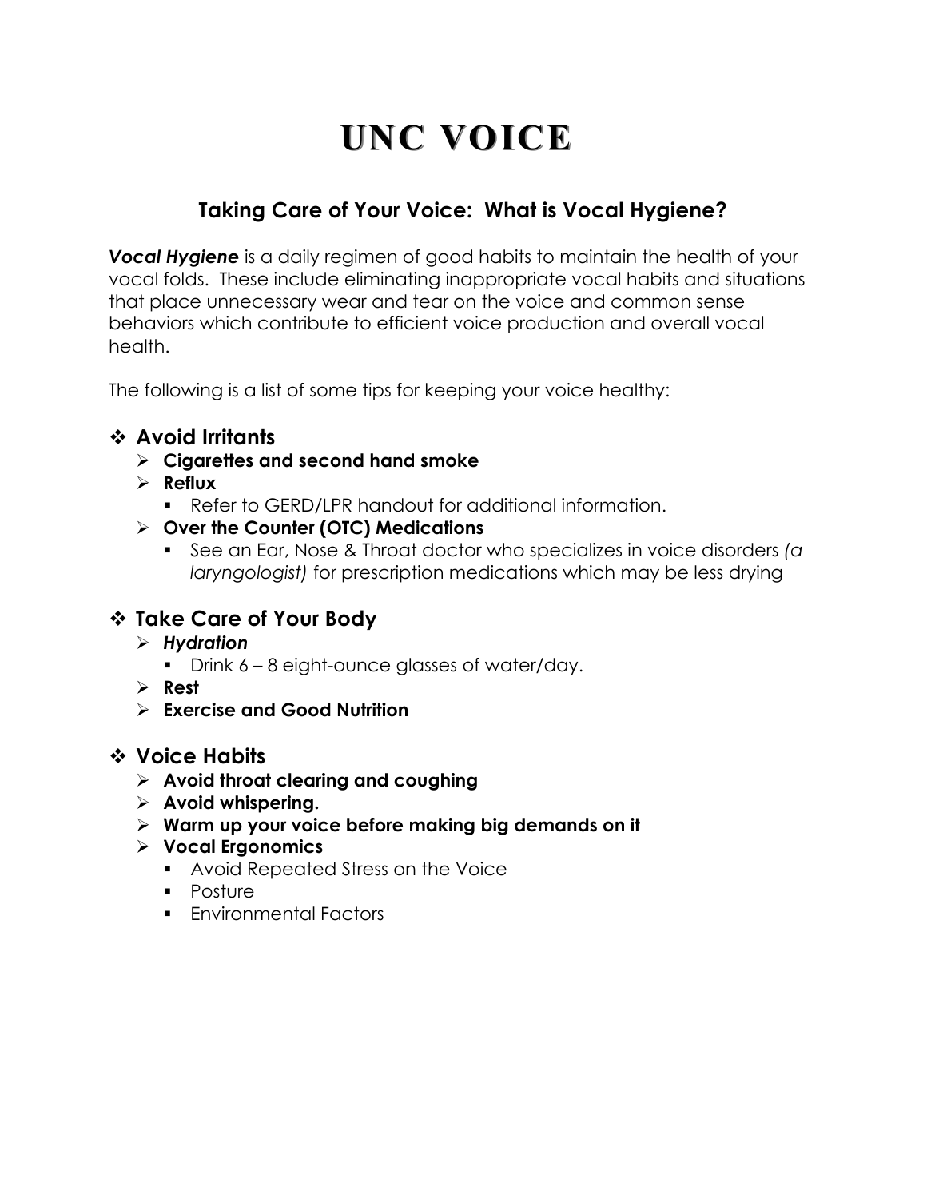# UNC VOICE

## Taking Care of Your Voice: What is Vocal Hygiene?

***Vocal Hygiene*** is a daily regimen of good habits to maintain the health of your vocal folds. These include eliminating inappropriate vocal habits and situations that place unnecessary wear and tear on the voice and common sense behaviors which contribute to efficient voice production and overall vocal health.

The following is a list of some tips for keeping your voice healthy:

### Avoid Irritants

- **Cigarettes and second hand smoke**
- **Reflux**
  - Refer to GERD/LPR handout for additional information.
- **Over the Counter (OTC) Medications**
  - See an Ear, Nose & Throat doctor who specializes in voice disorders *(a laryngologist)* for prescription medications which may be less drying

### Take Care of Your Body

- ***Hydration***
  - Drink 6 – 8 eight-ounce glasses of water/day.
- **Rest**
- **Exercise and Good Nutrition**

### Voice Habits

- **Avoid throat clearing and coughing**
- **Avoid whispering.**
- **Warm up your voice before making big demands on it**
- **Vocal Ergonomics**
  - Avoid Repeated Stress on the Voice
  - Posture
  - Environmental Factors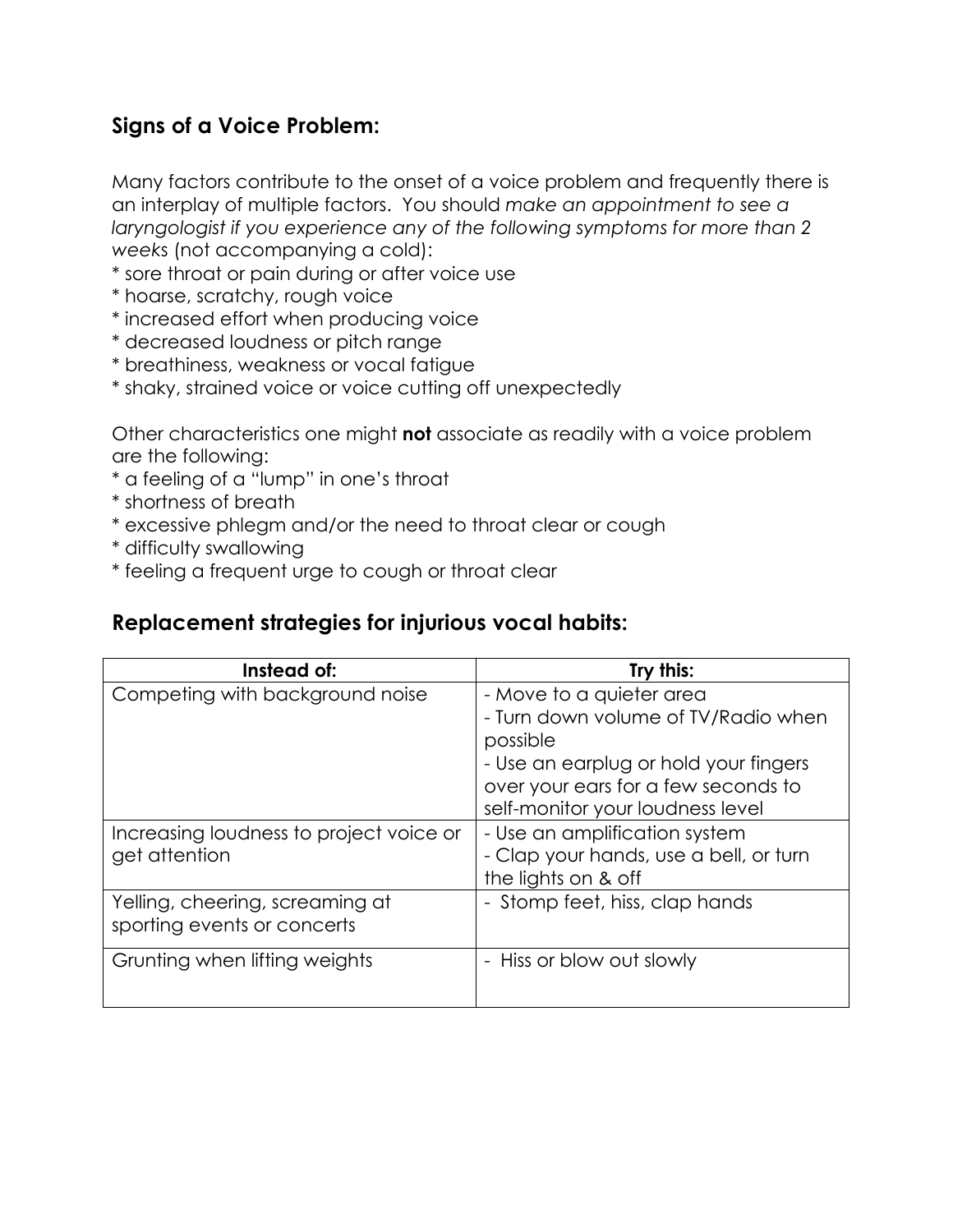## Signs of a Voice Problem:

Many factors contribute to the onset of a voice problem and frequently there is an interplay of multiple factors. You should *make an appointment to see a laryngologist if you experience any of the following symptoms for more than 2 weeks* (not accompanying a cold):

* sore throat or pain during or after voice use
* hoarse, scratchy, rough voice
* increased effort when producing voice
* decreased loudness or pitch range
* breathiness, weakness or vocal fatigue
* shaky, strained voice or voice cutting off unexpectedly

Other characteristics one might **not** associate as readily with a voice problem are the following:

* a feeling of a "lump" in one's throat
* shortness of breath
* excessive phlegm and/or the need to throat clear or cough
* difficulty swallowing
* feeling a frequent urge to cough or throat clear

## Replacement strategies for injurious vocal habits:

| Instead of: | Try this: |
|---|---|
| Competing with background noise | - Move to a quieter area<br>- Turn down volume of TV/Radio when possible<br>- Use an earplug or hold your fingers over your ears for a few seconds to self-monitor your loudness level |
| Increasing loudness to project voice or get attention | - Use an amplification system<br>- Clap your hands, use a bell, or turn the lights on & off |
| Yelling, cheering, screaming at sporting events or concerts | - Stomp feet, hiss, clap hands |
| Grunting when lifting weights | - Hiss or blow out slowly |